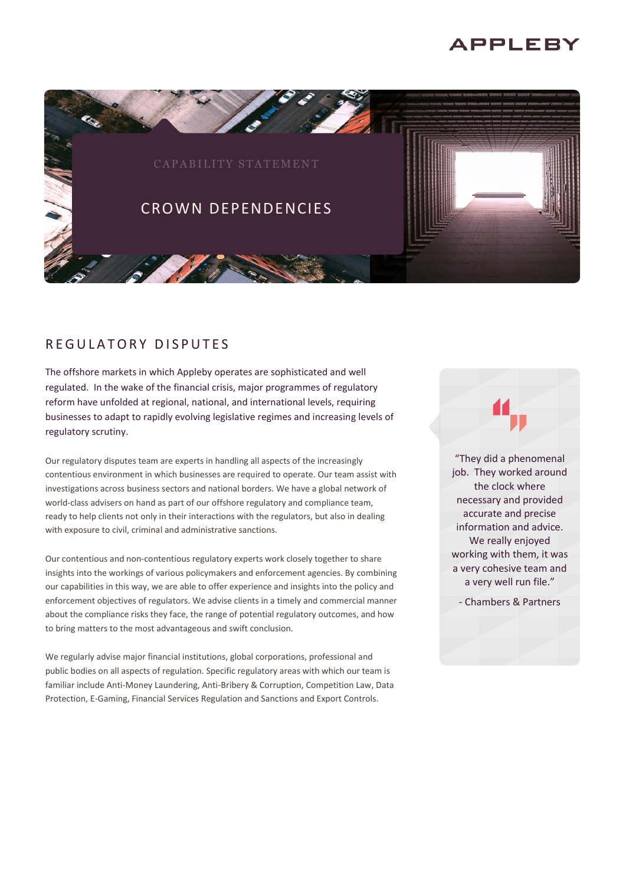APPLEBY

CAPABILITY STATEMENT

# CROWN DEPENDENCIES

## REGULATORY DISPUTES

The offshore markets in which Appleby operates are sophisticated and well regulated. In the wake of the financial crisis, major programmes of regulatory reform have unfolded at regional, national, and international levels, requiring businesses to adapt to rapidly evolving legislative regimes and increasing levels of regulatory scrutiny.

Our regulatory disputes team are experts in handling all aspects of the increasingly contentious environment in which businesses are required to operate. Our team assist with investigations across business sectors and national borders. We have a global network of world-class advisers on hand as part of our offshore regulatory and compliance team, ready to help clients not only in their interactions with the regulators, but also in dealing with exposure to civil, criminal and administrative sanctions.

Our contentious and non-contentious regulatory experts work closely together to share insights into the workings of various policymakers and enforcement agencies. By combining our capabilities in this way, we are able to offer experience and insights into the policy and enforcement objectives of regulators. We advise clients in a timely and commercial manner about the compliance risks they face, the range of potential regulatory outcomes, and how to bring matters to the most advantageous and swift conclusion.

We regularly advise major financial institutions, global corporations, professional and public bodies on all aspects of regulation. Specific regulatory areas with which our team is familiar include Anti-Money Laundering, Anti-Bribery & Corruption, Competition Law, Data Protection, E-Gaming, Financial Services Regulation and Sanctions and Export Controls.

> "They did a phenomenal job. They worked around the clock where necessary and provided accurate and precise information and advice. We really enjoyed working with them, it was a very cohesive team and a very well run file."
>
> - Chambers & Partners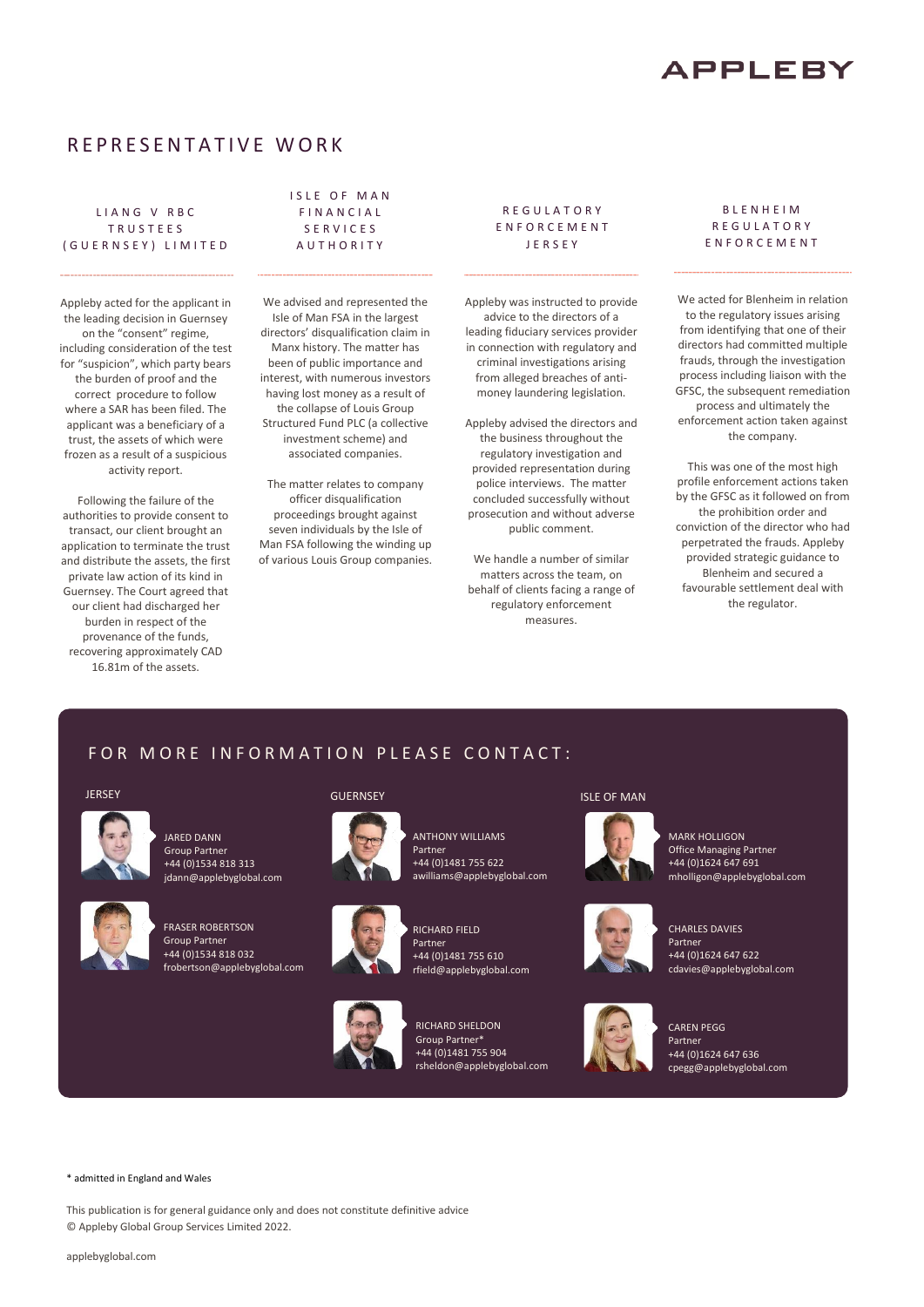# REPRESENTATIVE WORK

### LIANG V RBC TRUSTEES (GUERNSEY) LIMITED

Appleby acted for the applicant in the leading decision in Guernsey on the "consent" regime, including consideration of the test for "suspicion", which party bears the burden of proof and the correct procedure to follow where a SAR has been filed. The applicant was a beneficiary of a trust, the assets of which were frozen as a result of a suspicious activity report.

Following the failure of the authorities to provide consent to transact, our client brought an application to terminate the trust and distribute the assets, the first private law action of its kind in Guernsey. The Court agreed that our client had discharged her burden in respect of the provenance of the funds, recovering approximately CAD 16.81m of the assets.

### ISLE OF MAN FINANCIAL SERVICES AUTHORITY

We advised and represented the Isle of Man FSA in the largest directors' disqualification claim in Manx history. The matter has been of public importance and interest, with numerous investors having lost money as a result of the collapse of Louis Group Structured Fund PLC (a collective investment scheme) and associated companies.

The matter relates to company officer disqualification proceedings brought against seven individuals by the Isle of Man FSA following the winding up of various Louis Group companies.

### REGULATORY ENFORCEMENT JERSEY

Appleby was instructed to provide advice to the directors of a leading fiduciary services provider in connection with regulatory and criminal investigations arising from alleged breaches of anti-money laundering legislation.

Appleby advised the directors and the business throughout the regulatory investigation and provided representation during police interviews. The matter concluded successfully without prosecution and without adverse public comment.

We handle a number of similar matters across the team, on behalf of clients facing a range of regulatory enforcement measures.

### BLENHEIM REGULATORY ENFORCEMENT

We acted for Blenheim in relation to the regulatory issues arising from identifying that one of their directors had committed multiple frauds, through the investigation process including liaison with the GFSC, the subsequent remediation process and ultimately the enforcement action taken against the company.

This was one of the most high profile enforcement actions taken by the GFSC as it followed on from the prohibition order and conviction of the director who had perpetrated the frauds. Appleby provided strategic guidance to Blenheim and secured a favourable settlement deal with the regulator.

## FOR MORE INFORMATION PLEASE CONTACT:

**JERSEY**

JARED DANN
Group Partner
+44 (0)1534 818 313
jdann@applebyglobal.com

FRASER ROBERTSON
Group Partner
+44 (0)1534 818 032
frobertson@applebyglobal.com

**GUERNSEY**

ANTHONY WILLIAMS
Partner
+44 (0)1481 755 622
awilliams@applebyglobal.com

RICHARD FIELD
Partner
+44 (0)1481 755 610
rfield@applebyglobal.com

RICHARD SHELDON
Group Partner*
+44 (0)1481 755 904
rsheldon@applebyglobal.com

**ISLE OF MAN**

MARK HOLLIGON
Office Managing Partner
+44 (0)1624 647 691
mholligon@applebyglobal.com

CHARLES DAVIES
Partner
+44 (0)1624 647 622
cdavies@applebyglobal.com

CAREN PEGG
Partner
+44 (0)1624 647 636
cpegg@applebyglobal.com

\* admitted in England and Wales

This publication is for general guidance only and does not constitute definitive advice
© Appleby Global Group Services Limited 2022.

applebyglobal.com